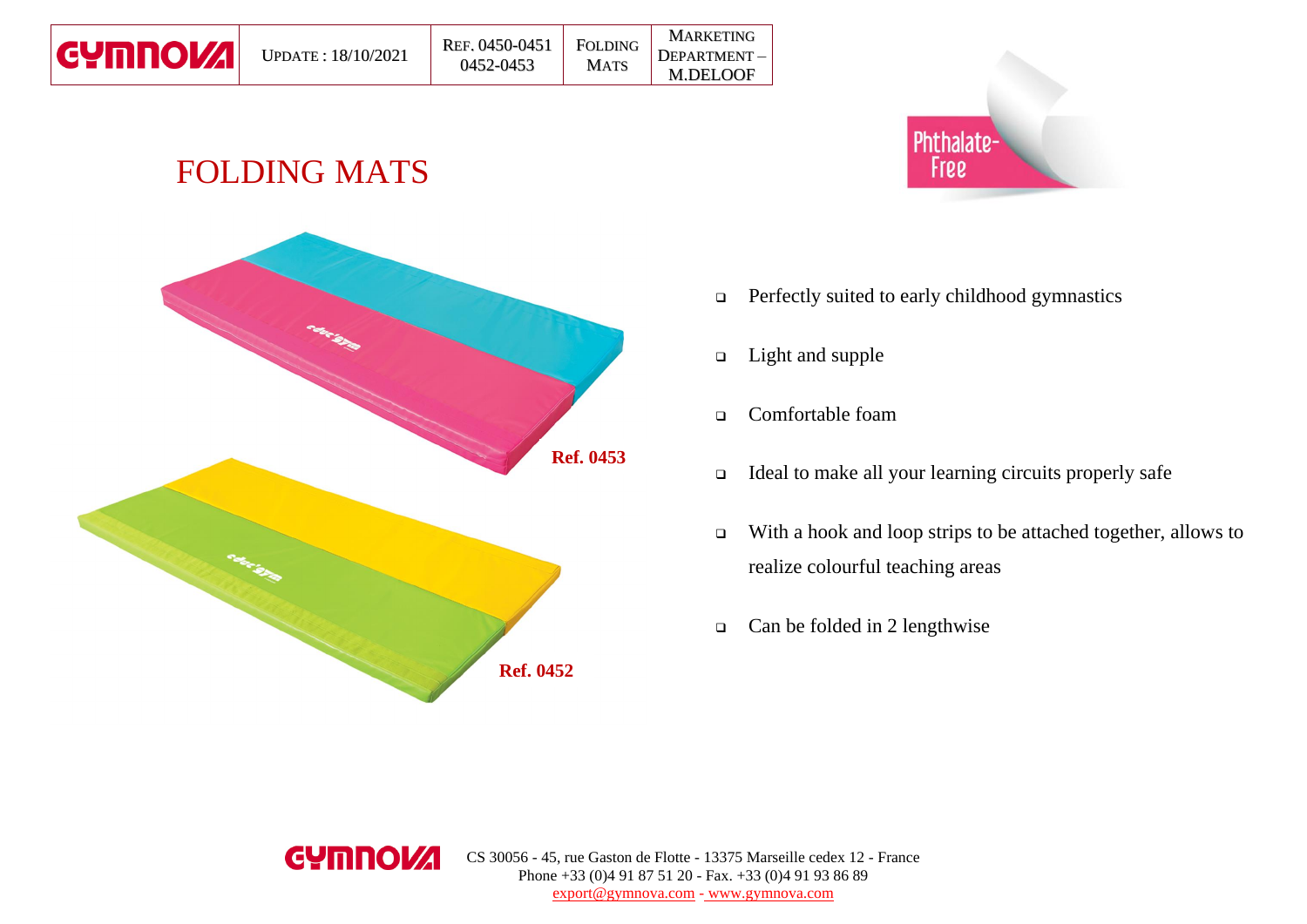| GYMNOVA | UPDATE : 18/10/2021 | REF. 0450-0451 0452-0453 | FOLDING MATS | MARKETING DEPARTMENT – M.DELOOF |
| --- | --- | --- | --- | --- |

# FOLDING MATS

Phthalate-Free

**Ref. 0453**

**Ref. 0452**

- Perfectly suited to early childhood gymnastics
- Light and supple
- Comfortable foam
- Ideal to make all your learning circuits properly safe
- With a hook and loop strips to be attached together, allows to realize colourful teaching areas
- Can be folded in 2 lengthwise

GYMNOVA CS 30056 - 45, rue Gaston de Flotte - 13375 Marseille cedex 12 - France
Phone +33 (0)4 91 87 51 20 - Fax. +33 (0)4 91 93 86 89
export@gymnova.com - www.gymnova.com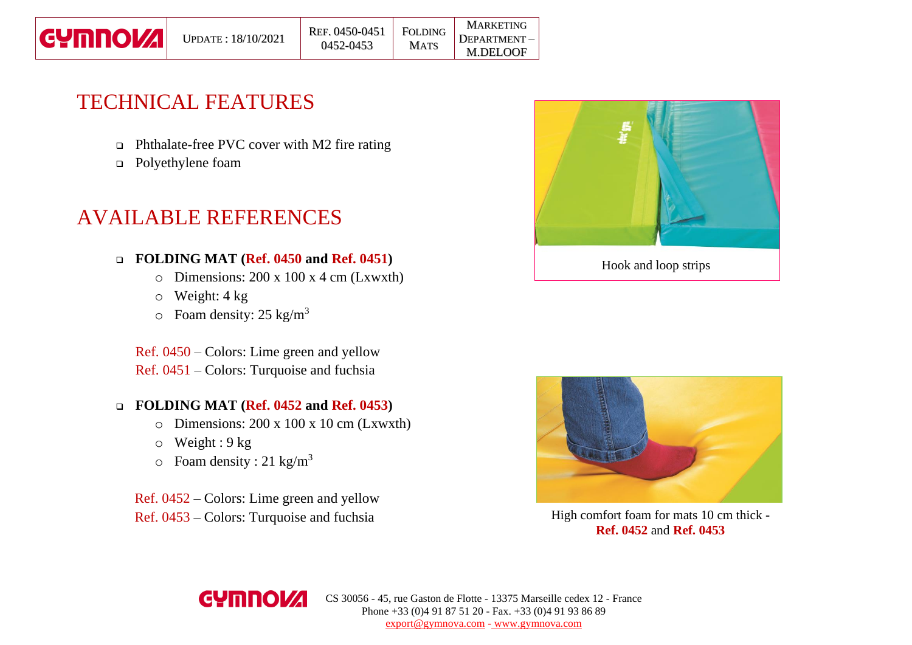# TECHNICAL FEATURES

- Phthalate-free PVC cover with M2 fire rating
- Polyethylene foam

# AVAILABLE REFERENCES

- **FOLDING MAT (Ref. 0450 and Ref. 0451)**
  - Dimensions: 200 x 100 x 4 cm (Lxwxth)
  - Weight: 4 kg
  - Foam density: 25 kg/m$^3$

  Ref. 0450 – Colors: Lime green and yellow
  Ref. 0451 – Colors: Turquoise and fuchsia

- **FOLDING MAT (Ref. 0452 and Ref. 0453)**
  - Dimensions: 200 x 100 x 10 cm (Lxwxth)
  - Weight : 9 kg
  - Foam density : 21 kg/m$^3$

  Ref. 0452 – Colors: Lime green and yellow
  Ref. 0453 – Colors: Turquoise and fuchsia

Hook and loop strips

High comfort foam for mats 10 cm thick - **Ref. 0452** and **Ref. 0453**

CS 30056 - 45, rue Gaston de Flotte - 13375 Marseille cedex 12 - France
Phone +33 (0)4 91 87 51 20 - Fax. +33 (0)4 91 93 86 89
export@gymnova.com - www.gymnova.com